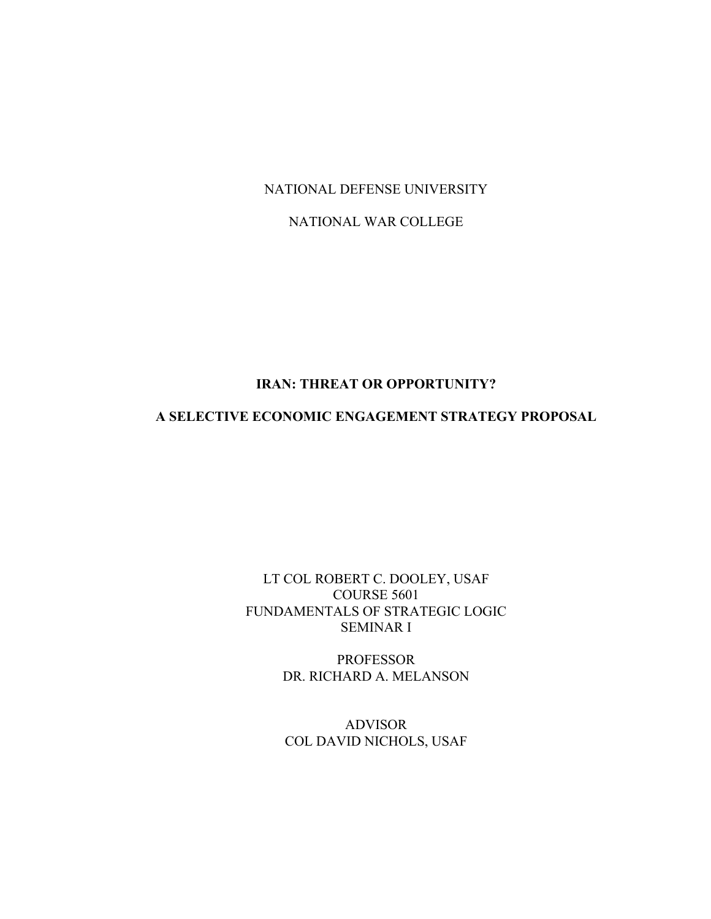NATIONAL DEFENSE UNIVERSITY

NATIONAL WAR COLLEGE

# IRAN: THREAT OR OPPORTUNITY?

# A SELECTIVE ECONOMIC ENGAGEMENT STRATEGY PROPOSAL

LT COL ROBERT C. DOOLEY, USAF
COURSE 5601
FUNDAMENTALS OF STRATEGIC LOGIC
SEMINAR I

PROFESSOR
DR. RICHARD A. MELANSON

ADVISOR
COL DAVID NICHOLS, USAF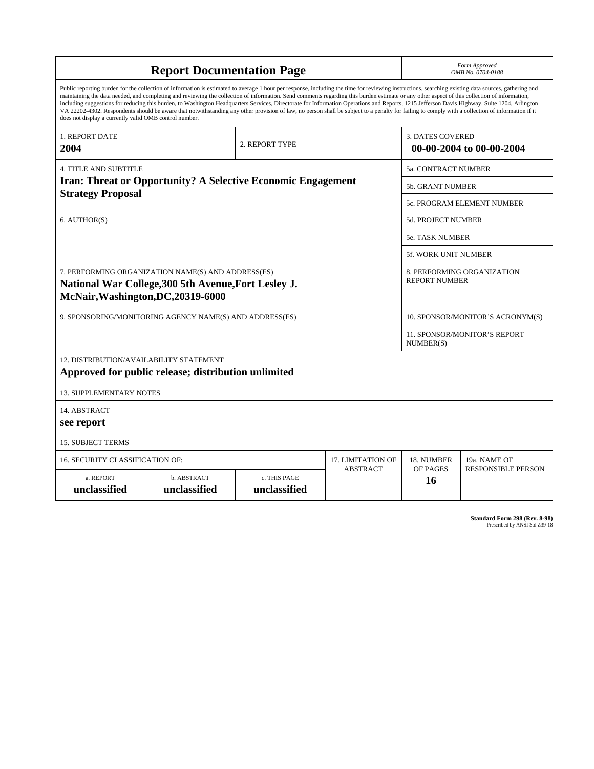# Report Documentation Page

*Form Approved*
*OMB No. 0704-0188*

Public reporting burden for the collection of information is estimated to average 1 hour per response, including the time for reviewing instructions, searching existing data sources, gathering and maintaining the data needed, and completing and reviewing the collection of information. Send comments regarding this burden estimate or any other aspect of this collection of information, including suggestions for reducing this burden, to Washington Headquarters Services, Directorate for Information Operations and Reports, 1215 Jefferson Davis Highway, Suite 1204, Arlington VA 22202-4302. Respondents should be aware that notwithstanding any other provision of law, no person shall be subject to a penalty for failing to comply with a collection of information if it does not display a currently valid OMB control number.

| 1. REPORT DATE | 2. REPORT TYPE | 3. DATES COVERED |
|---|---|---|
| **2004** | | **00-00-2004 to 00-00-2004** |

| 4. TITLE AND SUBTITLE | |
|---|---|
| **Iran: Threat or Opportunity? A Selective Economic Engagement Strategy Proposal** | 5a. CONTRACT NUMBER |
| | 5b. GRANT NUMBER |
| | 5c. PROGRAM ELEMENT NUMBER |
| 6. AUTHOR(S) | 5d. PROJECT NUMBER |
| | 5e. TASK NUMBER |
| | 5f. WORK UNIT NUMBER |
| 7. PERFORMING ORGANIZATION NAME(S) AND ADDRESS(ES) **National War College,300 5th Avenue,Fort Lesley J. McNair,Washington,DC,20319-6000** | 8. PERFORMING ORGANIZATION REPORT NUMBER |
| 9. SPONSORING/MONITORING AGENCY NAME(S) AND ADDRESS(ES) | 10. SPONSOR/MONITOR'S ACRONYM(S) |
| | 11. SPONSOR/MONITOR'S REPORT NUMBER(S) |

12. DISTRIBUTION/AVAILABILITY STATEMENT
**Approved for public release; distribution unlimited**

13. SUPPLEMENTARY NOTES

14. ABSTRACT
**see report**

15. SUBJECT TERMS

| 16. SECURITY CLASSIFICATION OF: | | | 17. LIMITATION OF ABSTRACT | 18. NUMBER OF PAGES | 19a. NAME OF RESPONSIBLE PERSON |
|---|---|---|---|---|---|
| a. REPORT | b. ABSTRACT | c. THIS PAGE | | | |
| **unclassified** | **unclassified** | **unclassified** | | **16** | |

**Standard Form 298 (Rev. 8-98)**
Prescribed by ANSI Std Z39-18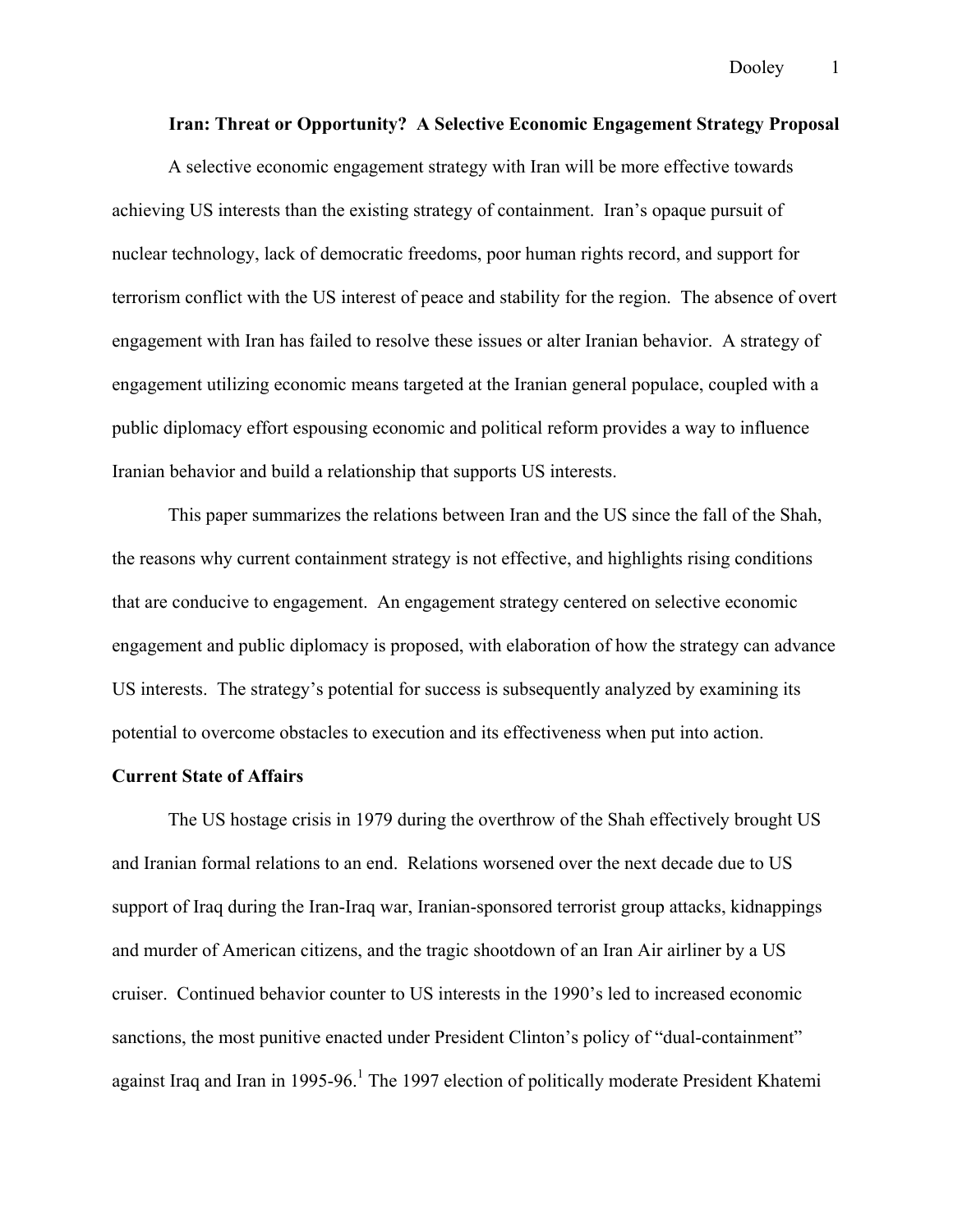**Iran: Threat or Opportunity? A Selective Economic Engagement Strategy Proposal**

A selective economic engagement strategy with Iran will be more effective towards achieving US interests than the existing strategy of containment. Iran's opaque pursuit of nuclear technology, lack of democratic freedoms, poor human rights record, and support for terrorism conflict with the US interest of peace and stability for the region. The absence of overt engagement with Iran has failed to resolve these issues or alter Iranian behavior. A strategy of engagement utilizing economic means targeted at the Iranian general populace, coupled with a public diplomacy effort espousing economic and political reform provides a way to influence Iranian behavior and build a relationship that supports US interests.

This paper summarizes the relations between Iran and the US since the fall of the Shah, the reasons why current containment strategy is not effective, and highlights rising conditions that are conducive to engagement. An engagement strategy centered on selective economic engagement and public diplomacy is proposed, with elaboration of how the strategy can advance US interests. The strategy's potential for success is subsequently analyzed by examining its potential to overcome obstacles to execution and its effectiveness when put into action.

**Current State of Affairs**

The US hostage crisis in 1979 during the overthrow of the Shah effectively brought US and Iranian formal relations to an end. Relations worsened over the next decade due to US support of Iraq during the Iran-Iraq war, Iranian-sponsored terrorist group attacks, kidnappings and murder of American citizens, and the tragic shootdown of an Iran Air airliner by a US cruiser. Continued behavior counter to US interests in the 1990's led to increased economic sanctions, the most punitive enacted under President Clinton's policy of "dual-containment" against Iraq and Iran in 1995-96.[1] The 1997 election of politically moderate President Khatemi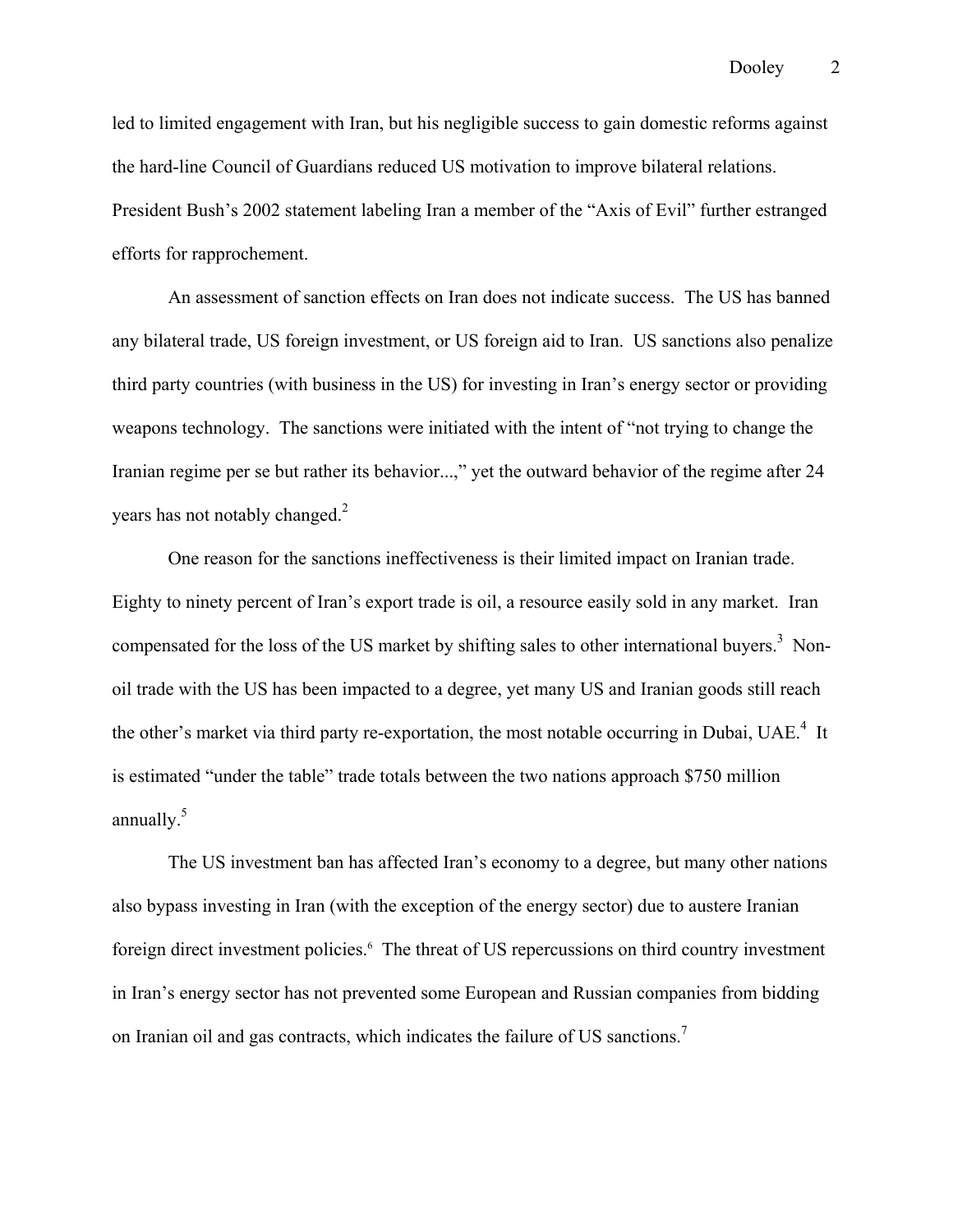led to limited engagement with Iran, but his negligible success to gain domestic reforms against the hard-line Council of Guardians reduced US motivation to improve bilateral relations. President Bush's 2002 statement labeling Iran a member of the "Axis of Evil" further estranged efforts for rapprochement.

An assessment of sanction effects on Iran does not indicate success. The US has banned any bilateral trade, US foreign investment, or US foreign aid to Iran. US sanctions also penalize third party countries (with business in the US) for investing in Iran's energy sector or providing weapons technology. The sanctions were initiated with the intent of "not trying to change the Iranian regime per se but rather its behavior...," yet the outward behavior of the regime after 24 years has not notably changed.[2]

One reason for the sanctions ineffectiveness is their limited impact on Iranian trade. Eighty to ninety percent of Iran's export trade is oil, a resource easily sold in any market. Iran compensated for the loss of the US market by shifting sales to other international buyers.[3] Non-oil trade with the US has been impacted to a degree, yet many US and Iranian goods still reach the other's market via third party re-exportation, the most notable occurring in Dubai, UAE.[4] It is estimated "under the table" trade totals between the two nations approach $750 million annually.[5]

The US investment ban has affected Iran's economy to a degree, but many other nations also bypass investing in Iran (with the exception of the energy sector) due to austere Iranian foreign direct investment policies.[6] The threat of US repercussions on third country investment in Iran's energy sector has not prevented some European and Russian companies from bidding on Iranian oil and gas contracts, which indicates the failure of US sanctions.[7]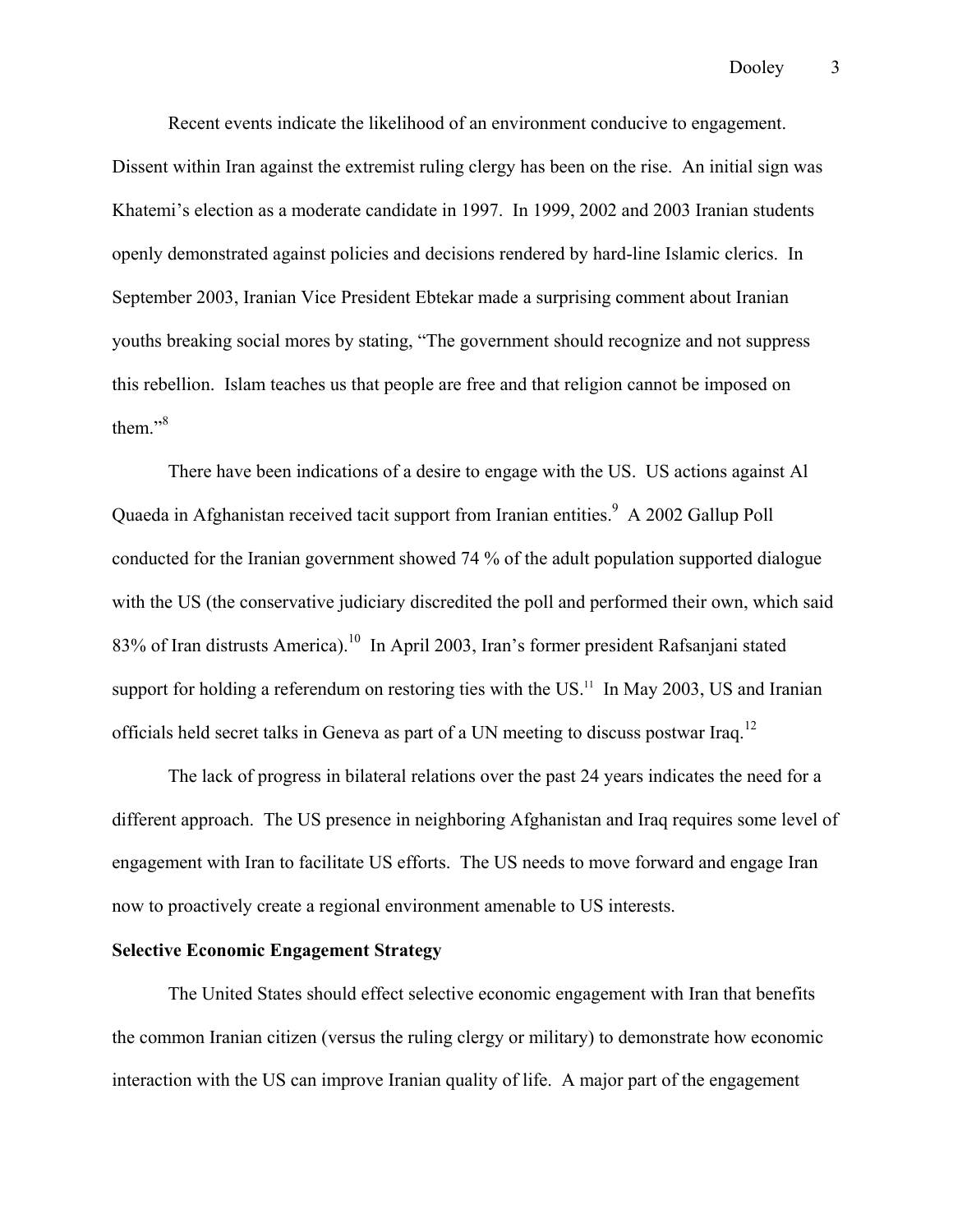Recent events indicate the likelihood of an environment conducive to engagement. Dissent within Iran against the extremist ruling clergy has been on the rise. An initial sign was Khatemi's election as a moderate candidate in 1997. In 1999, 2002 and 2003 Iranian students openly demonstrated against policies and decisions rendered by hard-line Islamic clerics. In September 2003, Iranian Vice President Ebtekar made a surprising comment about Iranian youths breaking social mores by stating, "The government should recognize and not suppress this rebellion. Islam teaches us that people are free and that religion cannot be imposed on them."[8]

There have been indications of a desire to engage with the US. US actions against Al Quaeda in Afghanistan received tacit support from Iranian entities.[9] A 2002 Gallup Poll conducted for the Iranian government showed 74 % of the adult population supported dialogue with the US (the conservative judiciary discredited the poll and performed their own, which said 83% of Iran distrusts America).[10] In April 2003, Iran's former president Rafsanjani stated support for holding a referendum on restoring ties with the US.[11] In May 2003, US and Iranian officials held secret talks in Geneva as part of a UN meeting to discuss postwar Iraq.[12]

The lack of progress in bilateral relations over the past 24 years indicates the need for a different approach. The US presence in neighboring Afghanistan and Iraq requires some level of engagement with Iran to facilitate US efforts. The US needs to move forward and engage Iran now to proactively create a regional environment amenable to US interests.

**Selective Economic Engagement Strategy**

The United States should effect selective economic engagement with Iran that benefits the common Iranian citizen (versus the ruling clergy or military) to demonstrate how economic interaction with the US can improve Iranian quality of life. A major part of the engagement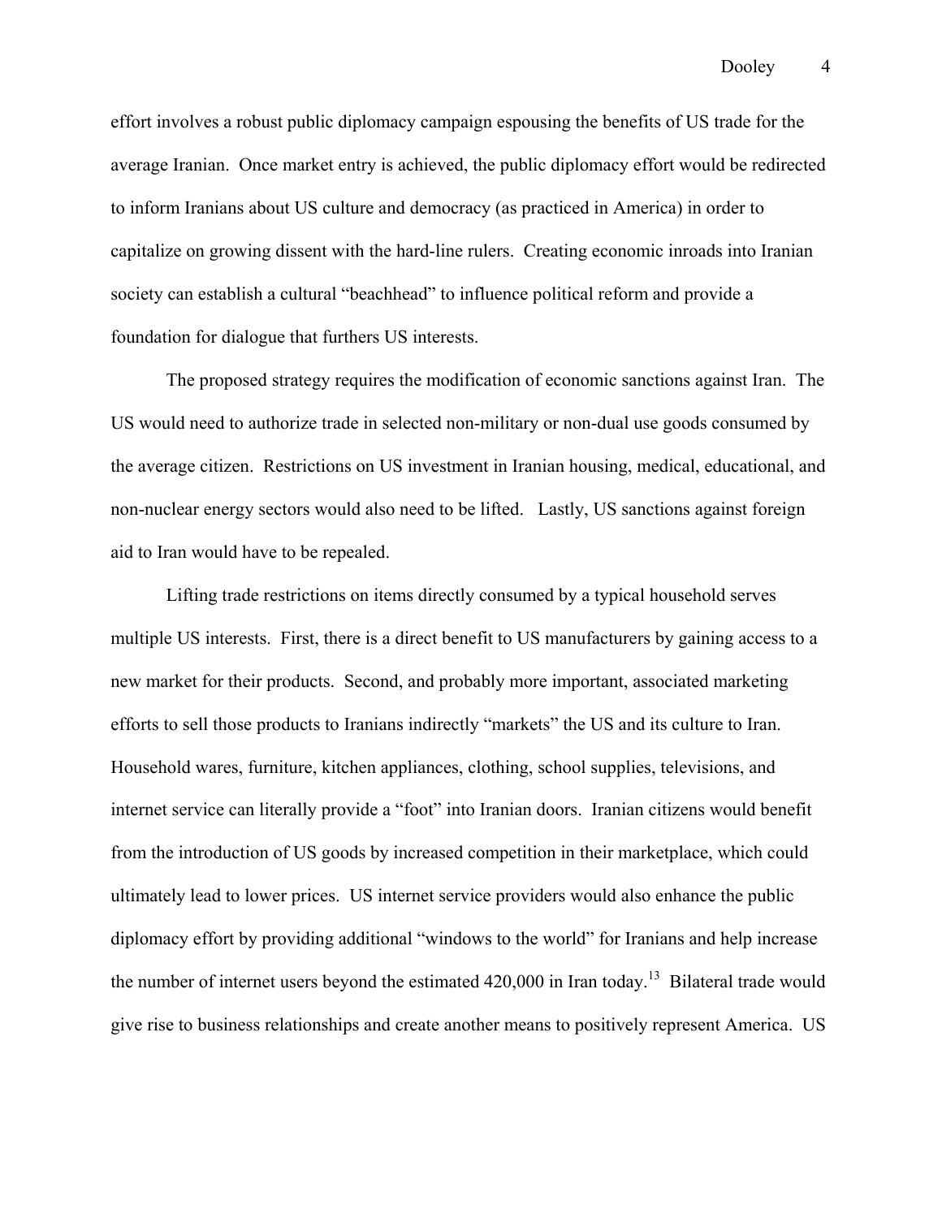effort involves a robust public diplomacy campaign espousing the benefits of US trade for the average Iranian. Once market entry is achieved, the public diplomacy effort would be redirected to inform Iranians about US culture and democracy (as practiced in America) in order to capitalize on growing dissent with the hard-line rulers. Creating economic inroads into Iranian society can establish a cultural "beachhead" to influence political reform and provide a foundation for dialogue that furthers US interests.

The proposed strategy requires the modification of economic sanctions against Iran. The US would need to authorize trade in selected non-military or non-dual use goods consumed by the average citizen. Restrictions on US investment in Iranian housing, medical, educational, and non-nuclear energy sectors would also need to be lifted. Lastly, US sanctions against foreign aid to Iran would have to be repealed.

Lifting trade restrictions on items directly consumed by a typical household serves multiple US interests. First, there is a direct benefit to US manufacturers by gaining access to a new market for their products. Second, and probably more important, associated marketing efforts to sell those products to Iranians indirectly "markets" the US and its culture to Iran. Household wares, furniture, kitchen appliances, clothing, school supplies, televisions, and internet service can literally provide a "foot" into Iranian doors. Iranian citizens would benefit from the introduction of US goods by increased competition in their marketplace, which could ultimately lead to lower prices. US internet service providers would also enhance the public diplomacy effort by providing additional "windows to the world" for Iranians and help increase the number of internet users beyond the estimated 420,000 in Iran today.[13] Bilateral trade would give rise to business relationships and create another means to positively represent America. US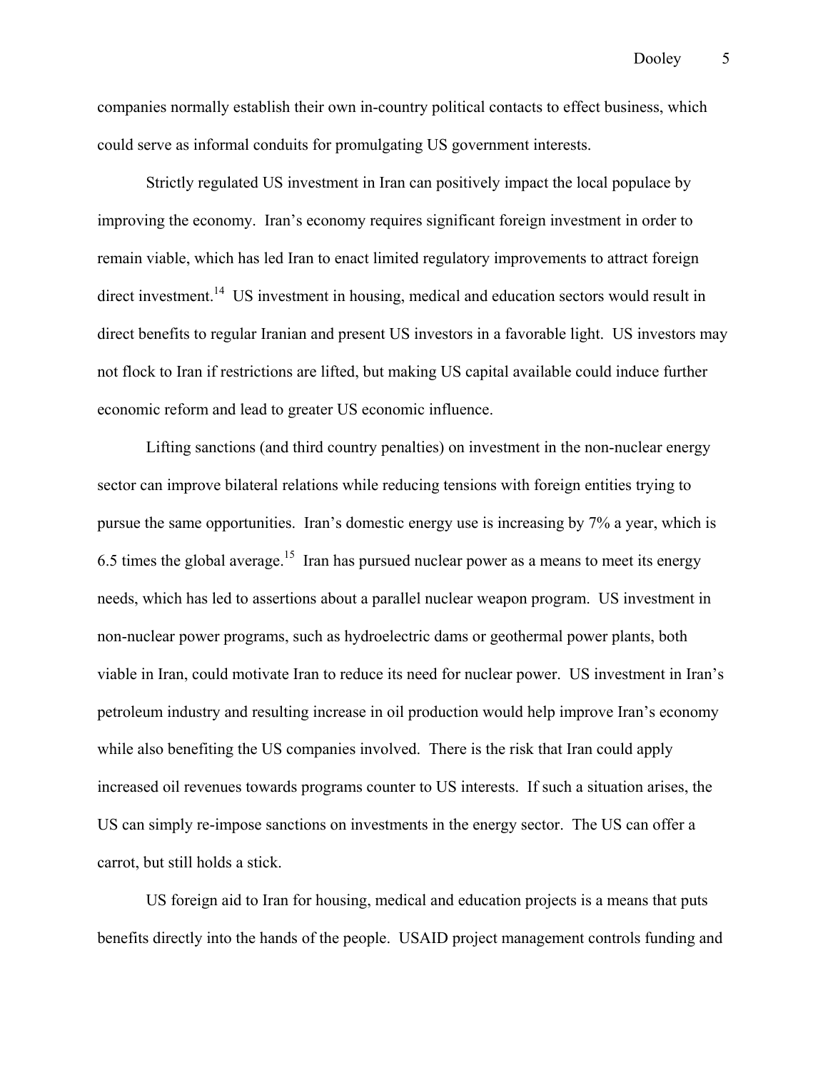companies normally establish their own in-country political contacts to effect business, which could serve as informal conduits for promulgating US government interests.

Strictly regulated US investment in Iran can positively impact the local populace by improving the economy. Iran's economy requires significant foreign investment in order to remain viable, which has led Iran to enact limited regulatory improvements to attract foreign direct investment.[14] US investment in housing, medical and education sectors would result in direct benefits to regular Iranian and present US investors in a favorable light. US investors may not flock to Iran if restrictions are lifted, but making US capital available could induce further economic reform and lead to greater US economic influence.

Lifting sanctions (and third country penalties) on investment in the non-nuclear energy sector can improve bilateral relations while reducing tensions with foreign entities trying to pursue the same opportunities. Iran's domestic energy use is increasing by 7% a year, which is 6.5 times the global average.[15] Iran has pursued nuclear power as a means to meet its energy needs, which has led to assertions about a parallel nuclear weapon program. US investment in non-nuclear power programs, such as hydroelectric dams or geothermal power plants, both viable in Iran, could motivate Iran to reduce its need for nuclear power. US investment in Iran's petroleum industry and resulting increase in oil production would help improve Iran's economy while also benefiting the US companies involved. There is the risk that Iran could apply increased oil revenues towards programs counter to US interests. If such a situation arises, the US can simply re-impose sanctions on investments in the energy sector. The US can offer a carrot, but still holds a stick.

US foreign aid to Iran for housing, medical and education projects is a means that puts benefits directly into the hands of the people. USAID project management controls funding and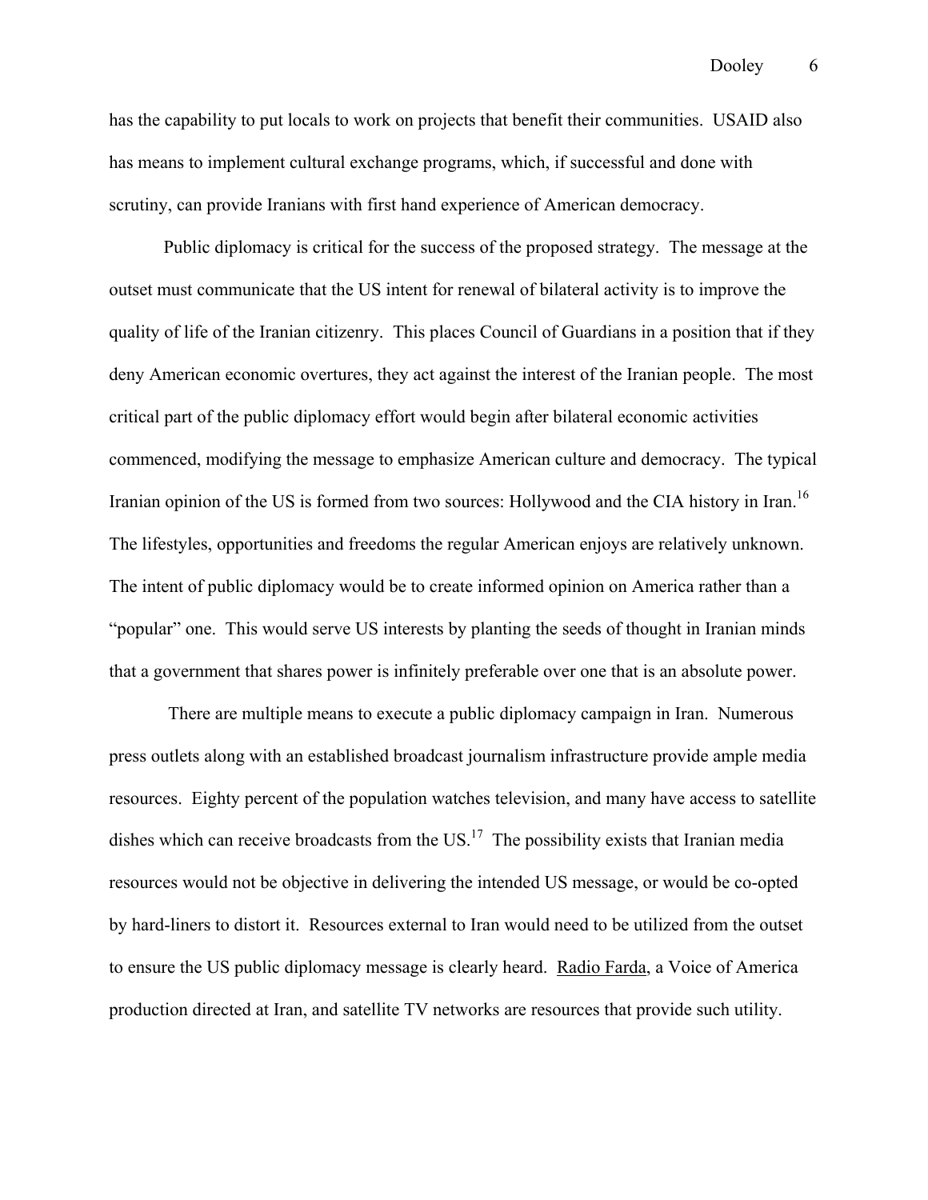has the capability to put locals to work on projects that benefit their communities. USAID also has means to implement cultural exchange programs, which, if successful and done with scrutiny, can provide Iranians with first hand experience of American democracy.

Public diplomacy is critical for the success of the proposed strategy. The message at the outset must communicate that the US intent for renewal of bilateral activity is to improve the quality of life of the Iranian citizenry. This places Council of Guardians in a position that if they deny American economic overtures, they act against the interest of the Iranian people. The most critical part of the public diplomacy effort would begin after bilateral economic activities commenced, modifying the message to emphasize American culture and democracy. The typical Iranian opinion of the US is formed from two sources: Hollywood and the CIA history in Iran.[16] The lifestyles, opportunities and freedoms the regular American enjoys are relatively unknown. The intent of public diplomacy would be to create informed opinion on America rather than a "popular" one. This would serve US interests by planting the seeds of thought in Iranian minds that a government that shares power is infinitely preferable over one that is an absolute power.

There are multiple means to execute a public diplomacy campaign in Iran. Numerous press outlets along with an established broadcast journalism infrastructure provide ample media resources. Eighty percent of the population watches television, and many have access to satellite dishes which can receive broadcasts from the US.[17] The possibility exists that Iranian media resources would not be objective in delivering the intended US message, or would be co-opted by hard-liners to distort it. Resources external to Iran would need to be utilized from the outset to ensure the US public diplomacy message is clearly heard. Radio Farda, a Voice of America production directed at Iran, and satellite TV networks are resources that provide such utility.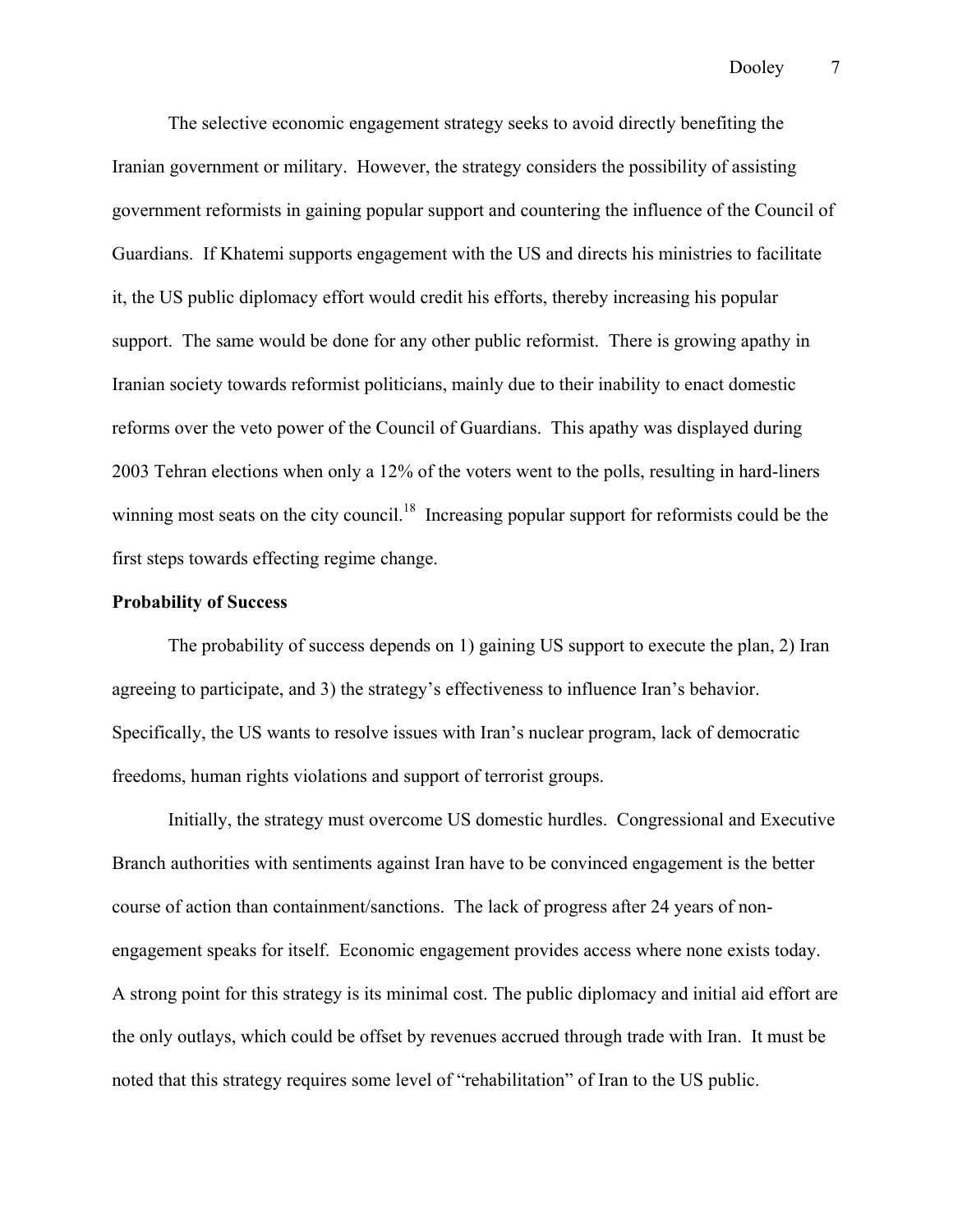The selective economic engagement strategy seeks to avoid directly benefiting the Iranian government or military. However, the strategy considers the possibility of assisting government reformists in gaining popular support and countering the influence of the Council of Guardians. If Khatemi supports engagement with the US and directs his ministries to facilitate it, the US public diplomacy effort would credit his efforts, thereby increasing his popular support. The same would be done for any other public reformist. There is growing apathy in Iranian society towards reformist politicians, mainly due to their inability to enact domestic reforms over the veto power of the Council of Guardians. This apathy was displayed during 2003 Tehran elections when only a 12% of the voters went to the polls, resulting in hard-liners winning most seats on the city council.[18] Increasing popular support for reformists could be the first steps towards effecting regime change.

**Probability of Success**

The probability of success depends on 1) gaining US support to execute the plan, 2) Iran agreeing to participate, and 3) the strategy's effectiveness to influence Iran's behavior. Specifically, the US wants to resolve issues with Iran's nuclear program, lack of democratic freedoms, human rights violations and support of terrorist groups.

Initially, the strategy must overcome US domestic hurdles. Congressional and Executive Branch authorities with sentiments against Iran have to be convinced engagement is the better course of action than containment/sanctions. The lack of progress after 24 years of non-engagement speaks for itself. Economic engagement provides access where none exists today. A strong point for this strategy is its minimal cost. The public diplomacy and initial aid effort are the only outlays, which could be offset by revenues accrued through trade with Iran. It must be noted that this strategy requires some level of "rehabilitation" of Iran to the US public.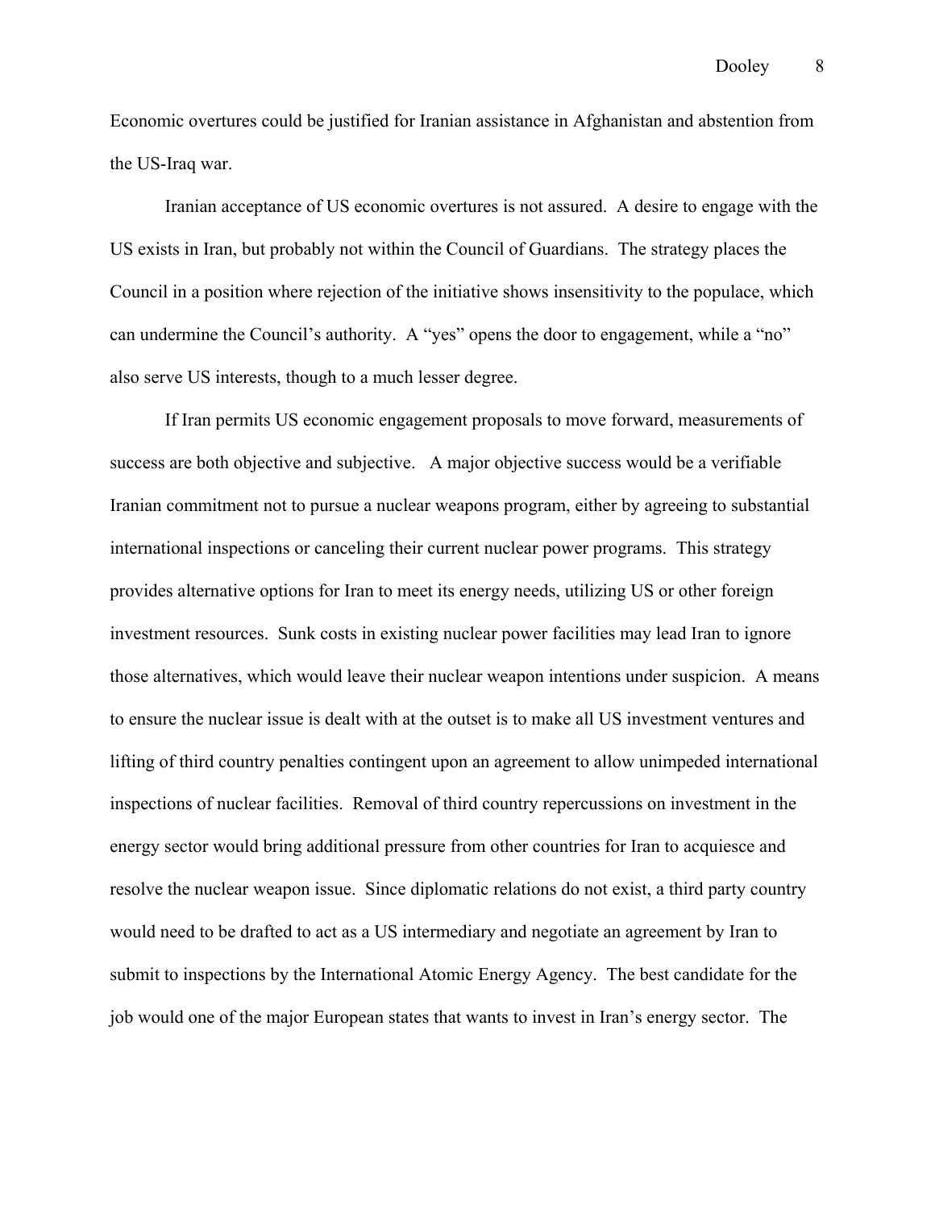Economic overtures could be justified for Iranian assistance in Afghanistan and abstention from the US-Iraq war.

Iranian acceptance of US economic overtures is not assured. A desire to engage with the US exists in Iran, but probably not within the Council of Guardians. The strategy places the Council in a position where rejection of the initiative shows insensitivity to the populace, which can undermine the Council's authority. A "yes" opens the door to engagement, while a "no" also serve US interests, though to a much lesser degree.

If Iran permits US economic engagement proposals to move forward, measurements of success are both objective and subjective. A major objective success would be a verifiable Iranian commitment not to pursue a nuclear weapons program, either by agreeing to substantial international inspections or canceling their current nuclear power programs. This strategy provides alternative options for Iran to meet its energy needs, utilizing US or other foreign investment resources. Sunk costs in existing nuclear power facilities may lead Iran to ignore those alternatives, which would leave their nuclear weapon intentions under suspicion. A means to ensure the nuclear issue is dealt with at the outset is to make all US investment ventures and lifting of third country penalties contingent upon an agreement to allow unimpeded international inspections of nuclear facilities. Removal of third country repercussions on investment in the energy sector would bring additional pressure from other countries for Iran to acquiesce and resolve the nuclear weapon issue. Since diplomatic relations do not exist, a third party country would need to be drafted to act as a US intermediary and negotiate an agreement by Iran to submit to inspections by the International Atomic Energy Agency. The best candidate for the job would one of the major European states that wants to invest in Iran's energy sector. The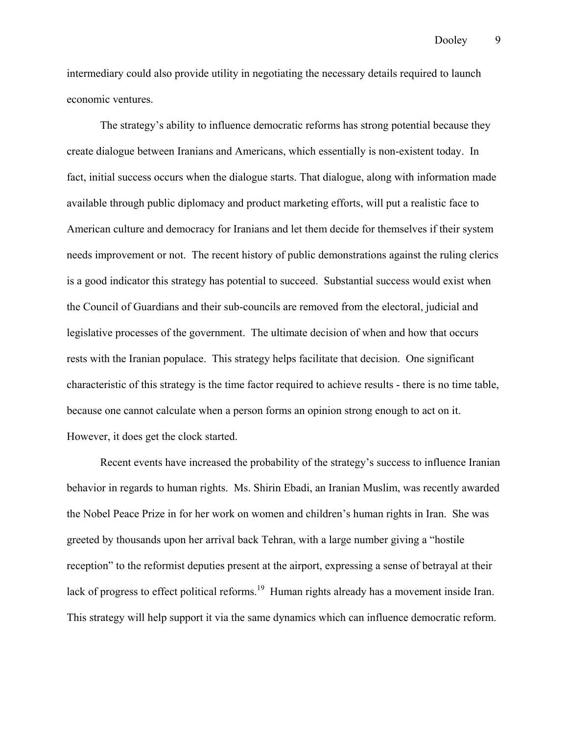intermediary could also provide utility in negotiating the necessary details required to launch economic ventures.

The strategy's ability to influence democratic reforms has strong potential because they create dialogue between Iranians and Americans, which essentially is non-existent today. In fact, initial success occurs when the dialogue starts. That dialogue, along with information made available through public diplomacy and product marketing efforts, will put a realistic face to American culture and democracy for Iranians and let them decide for themselves if their system needs improvement or not. The recent history of public demonstrations against the ruling clerics is a good indicator this strategy has potential to succeed. Substantial success would exist when the Council of Guardians and their sub-councils are removed from the electoral, judicial and legislative processes of the government. The ultimate decision of when and how that occurs rests with the Iranian populace. This strategy helps facilitate that decision. One significant characteristic of this strategy is the time factor required to achieve results - there is no time table, because one cannot calculate when a person forms an opinion strong enough to act on it. However, it does get the clock started.

Recent events have increased the probability of the strategy's success to influence Iranian behavior in regards to human rights. Ms. Shirin Ebadi, an Iranian Muslim, was recently awarded the Nobel Peace Prize in for her work on women and children's human rights in Iran. She was greeted by thousands upon her arrival back Tehran, with a large number giving a "hostile reception" to the reformist deputies present at the airport, expressing a sense of betrayal at their lack of progress to effect political reforms.[19] Human rights already has a movement inside Iran. This strategy will help support it via the same dynamics which can influence democratic reform.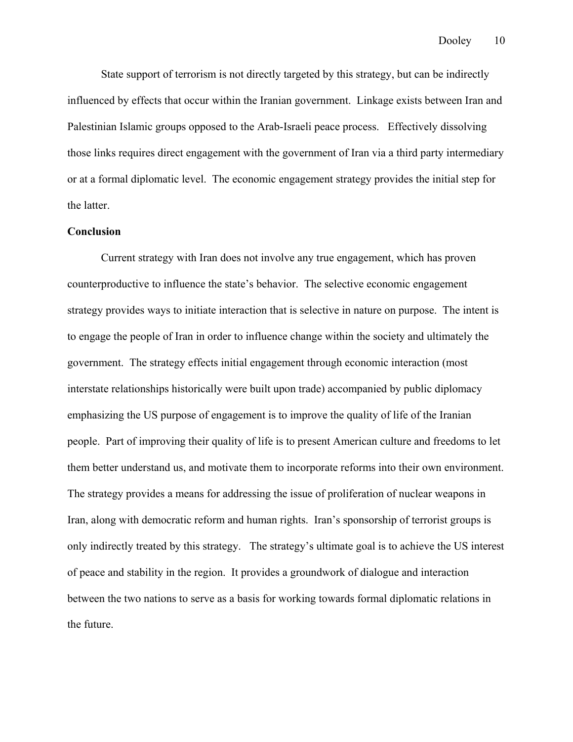State support of terrorism is not directly targeted by this strategy, but can be indirectly influenced by effects that occur within the Iranian government. Linkage exists between Iran and Palestinian Islamic groups opposed to the Arab-Israeli peace process. Effectively dissolving those links requires direct engagement with the government of Iran via a third party intermediary or at a formal diplomatic level. The economic engagement strategy provides the initial step for the latter.

**Conclusion**

Current strategy with Iran does not involve any true engagement, which has proven counterproductive to influence the state's behavior. The selective economic engagement strategy provides ways to initiate interaction that is selective in nature on purpose. The intent is to engage the people of Iran in order to influence change within the society and ultimately the government. The strategy effects initial engagement through economic interaction (most interstate relationships historically were built upon trade) accompanied by public diplomacy emphasizing the US purpose of engagement is to improve the quality of life of the Iranian people. Part of improving their quality of life is to present American culture and freedoms to let them better understand us, and motivate them to incorporate reforms into their own environment. The strategy provides a means for addressing the issue of proliferation of nuclear weapons in Iran, along with democratic reform and human rights. Iran's sponsorship of terrorist groups is only indirectly treated by this strategy. The strategy's ultimate goal is to achieve the US interest of peace and stability in the region. It provides a groundwork of dialogue and interaction between the two nations to serve as a basis for working towards formal diplomatic relations in the future.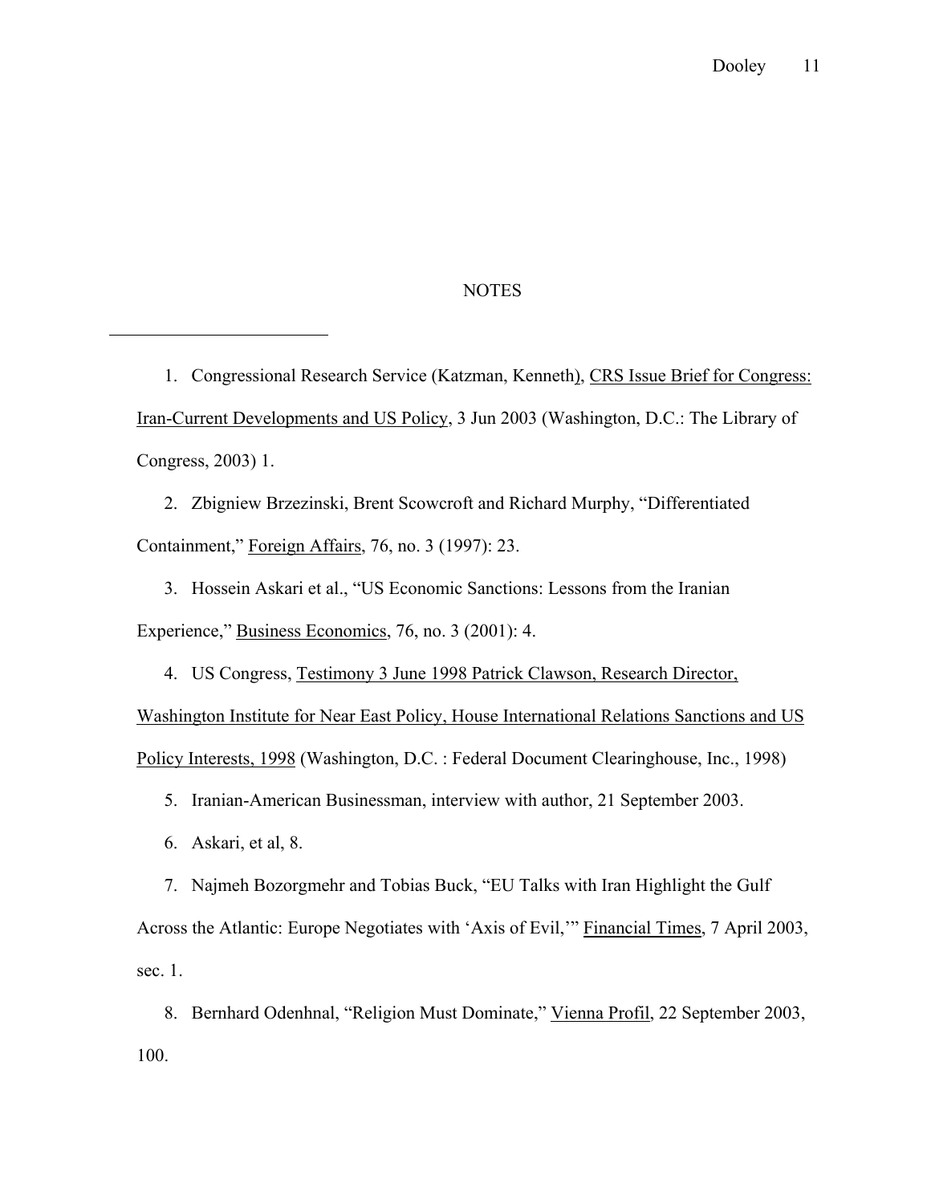# NOTES

1. Congressional Research Service (Katzman, Kenneth), CRS Issue Brief for Congress: Iran-Current Developments and US Policy, 3 Jun 2003 (Washington, D.C.: The Library of Congress, 2003) 1.

2. Zbigniew Brzezinski, Brent Scowcroft and Richard Murphy, "Differentiated Containment," Foreign Affairs, 76, no. 3 (1997): 23.

3. Hossein Askari et al., "US Economic Sanctions: Lessons from the Iranian Experience," Business Economics, 76, no. 3 (2001): 4.

4. US Congress, Testimony 3 June 1998 Patrick Clawson, Research Director, Washington Institute for Near East Policy, House International Relations Sanctions and US Policy Interests, 1998 (Washington, D.C. : Federal Document Clearinghouse, Inc., 1998)

5. Iranian-American Businessman, interview with author, 21 September 2003.

6. Askari, et al, 8.

7. Najmeh Bozorgmehr and Tobias Buck, "EU Talks with Iran Highlight the Gulf Across the Atlantic: Europe Negotiates with 'Axis of Evil,'" Financial Times, 7 April 2003, sec. 1.

8. Bernhard Odenhnal, "Religion Must Dominate," Vienna Profil, 22 September 2003, 100.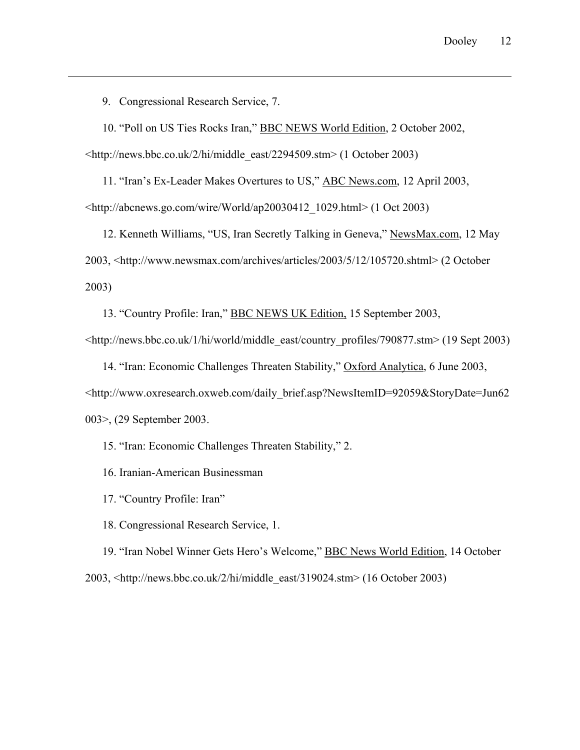9. Congressional Research Service, 7.

10. "Poll on US Ties Rocks Iran," BBC NEWS World Edition, 2 October 2002, <http://news.bbc.co.uk/2/hi/middle_east/2294509.stm> (1 October 2003)

11. "Iran's Ex-Leader Makes Overtures to US," ABC News.com, 12 April 2003, <http://abcnews.go.com/wire/World/ap20030412_1029.html> (1 Oct 2003)

12. Kenneth Williams, "US, Iran Secretly Talking in Geneva," NewsMax.com, 12 May 2003, <http://www.newsmax.com/archives/articles/2003/5/12/105720.shtml> (2 October 2003)

13. "Country Profile: Iran," BBC NEWS UK Edition, 15 September 2003, <http://news.bbc.co.uk/1/hi/world/middle_east/country_profiles/790877.stm> (19 Sept 2003)

14. "Iran: Economic Challenges Threaten Stability," Oxford Analytica, 6 June 2003, <http://www.oxresearch.oxweb.com/daily_brief.asp?NewsItemID=92059&StoryDate=Jun62003>, (29 September 2003.

15. "Iran: Economic Challenges Threaten Stability," 2.

16. Iranian-American Businessman

17. "Country Profile: Iran"

18. Congressional Research Service, 1.

19. "Iran Nobel Winner Gets Hero's Welcome," BBC News World Edition, 14 October 2003, <http://news.bbc.co.uk/2/hi/middle_east/319024.stm> (16 October 2003)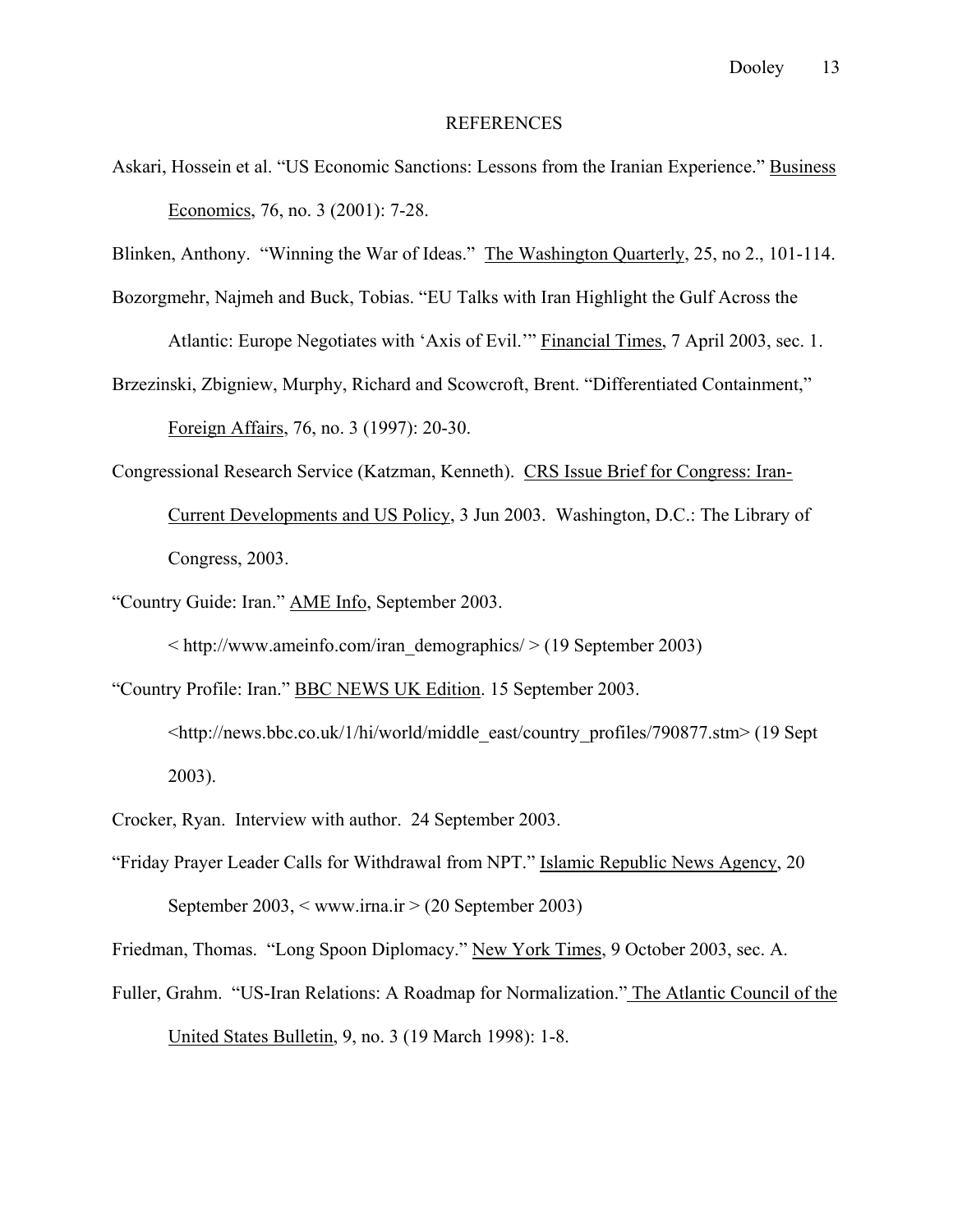# REFERENCES

Askari, Hossein et al. "US Economic Sanctions: Lessons from the Iranian Experience." Business Economics, 76, no. 3 (2001): 7-28.

Blinken, Anthony. "Winning the War of Ideas." The Washington Quarterly, 25, no 2., 101-114.

Bozorgmehr, Najmeh and Buck, Tobias. "EU Talks with Iran Highlight the Gulf Across the Atlantic: Europe Negotiates with 'Axis of Evil.'" Financial Times, 7 April 2003, sec. 1.

Brzezinski, Zbigniew, Murphy, Richard and Scowcroft, Brent. "Differentiated Containment," Foreign Affairs, 76, no. 3 (1997): 20-30.

Congressional Research Service (Katzman, Kenneth). CRS Issue Brief for Congress: Iran-Current Developments and US Policy, 3 Jun 2003. Washington, D.C.: The Library of Congress, 2003.

"Country Guide: Iran." AME Info, September 2003. < http://www.ameinfo.com/iran_demographics/ > (19 September 2003)

"Country Profile: Iran." BBC NEWS UK Edition. 15 September 2003. <http://news.bbc.co.uk/1/hi/world/middle_east/country_profiles/790877.stm> (19 Sept 2003).

Crocker, Ryan. Interview with author. 24 September 2003.

"Friday Prayer Leader Calls for Withdrawal from NPT." Islamic Republic News Agency, 20 September 2003, < www.irna.ir > (20 September 2003)

Friedman, Thomas. "Long Spoon Diplomacy." New York Times, 9 October 2003, sec. A.

Fuller, Grahm. "US-Iran Relations: A Roadmap for Normalization." The Atlantic Council of the United States Bulletin, 9, no. 3 (19 March 1998): 1-8.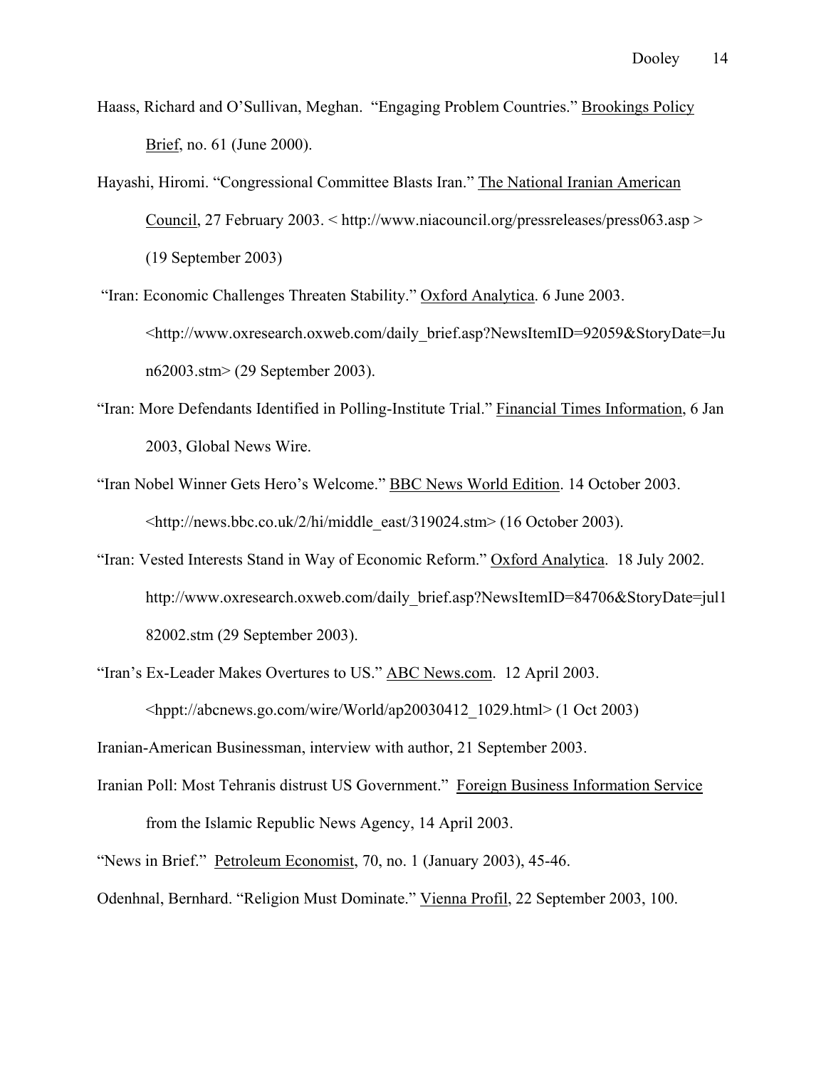Haass, Richard and O'Sullivan, Meghan. "Engaging Problem Countries." <u>Brookings Policy Brief</u>, no. 61 (June 2000).

Hayashi, Hiromi. "Congressional Committee Blasts Iran." <u>The National Iranian American Council</u>, 27 February 2003. < http://www.niacouncil.org/pressreleases/press063.asp > (19 September 2003)

"Iran: Economic Challenges Threaten Stability." <u>Oxford Analytica</u>. 6 June 2003. <http://www.oxresearch.oxweb.com/daily_brief.asp?NewsItemID=92059&StoryDate=Jun62003.stm> (29 September 2003).

"Iran: More Defendants Identified in Polling-Institute Trial." <u>Financial Times Information</u>, 6 Jan 2003, Global News Wire.

"Iran Nobel Winner Gets Hero's Welcome." <u>BBC News World Edition</u>. 14 October 2003. <http://news.bbc.co.uk/2/hi/middle_east/319024.stm> (16 October 2003).

"Iran: Vested Interests Stand in Way of Economic Reform." <u>Oxford Analytica</u>. 18 July 2002. http://www.oxresearch.oxweb.com/daily_brief.asp?NewsItemID=84706&StoryDate=jul182002.stm (29 September 2003).

"Iran's Ex-Leader Makes Overtures to US." <u>ABC News.com</u>. 12 April 2003. <hppt://abcnews.go.com/wire/World/ap20030412_1029.html> (1 Oct 2003)

Iranian-American Businessman, interview with author, 21 September 2003.

Iranian Poll: Most Tehranis distrust US Government." <u>Foreign Business Information Service</u> from the Islamic Republic News Agency, 14 April 2003.

"News in Brief." <u>Petroleum Economist</u>, 70, no. 1 (January 2003), 45-46.

Odenhnal, Bernhard. "Religion Must Dominate." <u>Vienna Profil</u>, 22 September 2003, 100.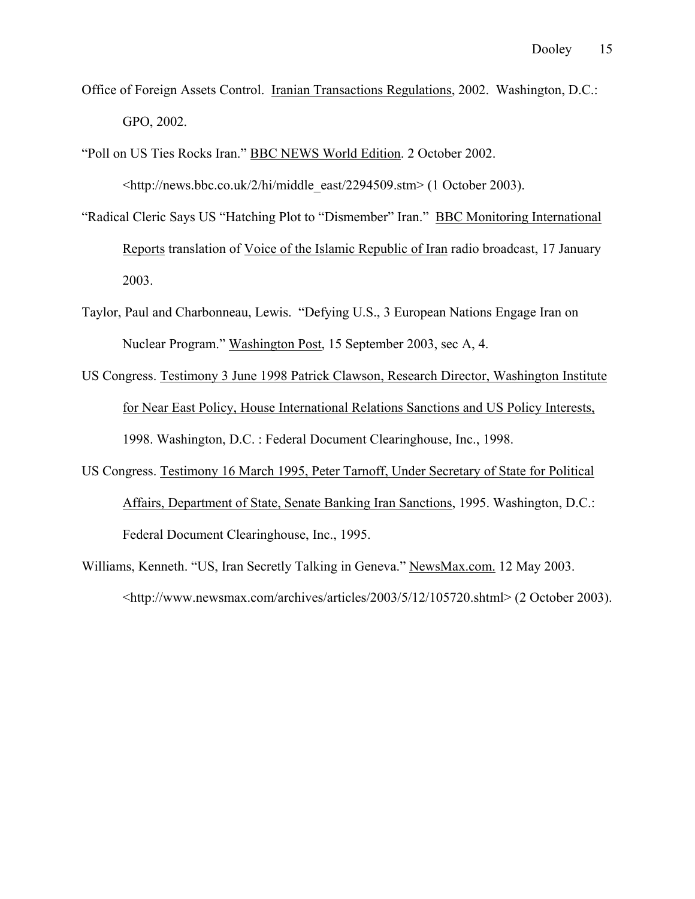Office of Foreign Assets Control. <u>Iranian Transactions Regulations</u>, 2002. Washington, D.C.: GPO, 2002.

"Poll on US Ties Rocks Iran." <u>BBC NEWS World Edition</u>. 2 October 2002. <http://news.bbc.co.uk/2/hi/middle_east/2294509.stm> (1 October 2003).

"Radical Cleric Says US "Hatching Plot to "Dismember" Iran." <u>BBC Monitoring International Reports</u> translation of <u>Voice of the Islamic Republic of Iran</u> radio broadcast, 17 January 2003.

Taylor, Paul and Charbonneau, Lewis. "Defying U.S., 3 European Nations Engage Iran on Nuclear Program." <u>Washington Post</u>, 15 September 2003, sec A, 4.

US Congress. <u>Testimony 3 June 1998 Patrick Clawson, Research Director, Washington Institute for Near East Policy, House International Relations Sanctions and US Policy Interests,</u> 1998. Washington, D.C. : Federal Document Clearinghouse, Inc., 1998.

US Congress. <u>Testimony 16 March 1995, Peter Tarnoff, Under Secretary of State for Political Affairs, Department of State, Senate Banking Iran Sanctions</u>, 1995. Washington, D.C.: Federal Document Clearinghouse, Inc., 1995.

Williams, Kenneth. "US, Iran Secretly Talking in Geneva." <u>NewsMax.com.</u> 12 May 2003. <http://www.newsmax.com/archives/articles/2003/5/12/105720.shtml> (2 October 2003).